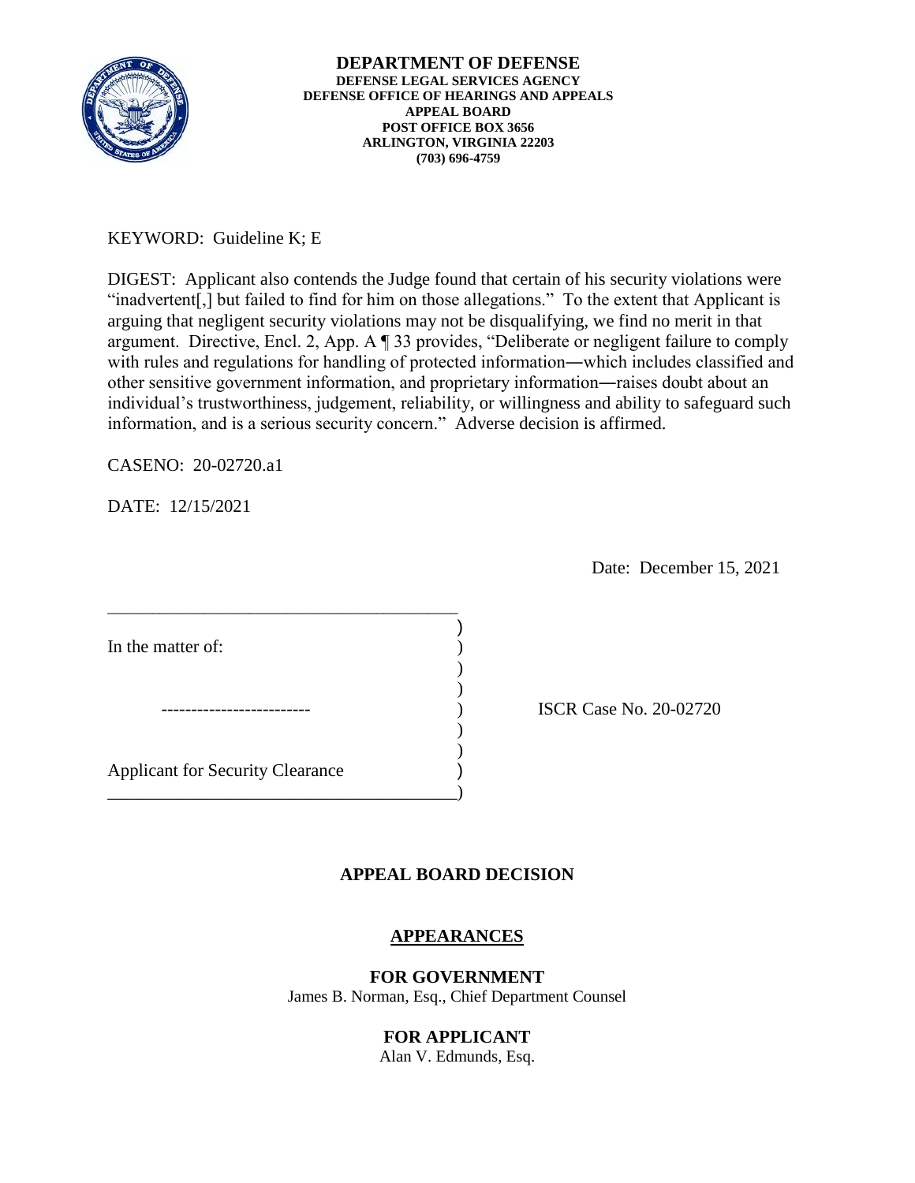**DEPARTMENT OF DEFENSE**
**DEFENSE LEGAL SERVICES AGENCY**
**DEFENSE OFFICE OF HEARINGS AND APPEALS**
**APPEAL BOARD**
**POST OFFICE BOX 3656**
**ARLINGTON, VIRGINIA 22203**
**(703) 696-4759**

KEYWORD: Guideline K; E

DIGEST: Applicant also contends the Judge found that certain of his security violations were "inadvertent[,] but failed to find for him on those allegations." To the extent that Applicant is arguing that negligent security violations may not be disqualifying, we find no merit in that argument. Directive, Encl. 2, App. A ¶ 33 provides, "Deliberate or negligent failure to comply with rules and regulations for handling of protected information―which includes classified and other sensitive government information, and proprietary information―raises doubt about an individual's trustworthiness, judgement, reliability, or willingness and ability to safeguard such information, and is a serious security concern." Adverse decision is affirmed.

CASENO: 20-02720.a1

DATE: 12/15/2021

Date: December 15, 2021

In the matter of:

-------------------------

Applicant for Security Clearance

ISCR Case No. 20-02720

## APPEAL BOARD DECISION

### APPEARANCES

**FOR GOVERNMENT**
James B. Norman, Esq., Chief Department Counsel

**FOR APPLICANT**
Alan V. Edmunds, Esq.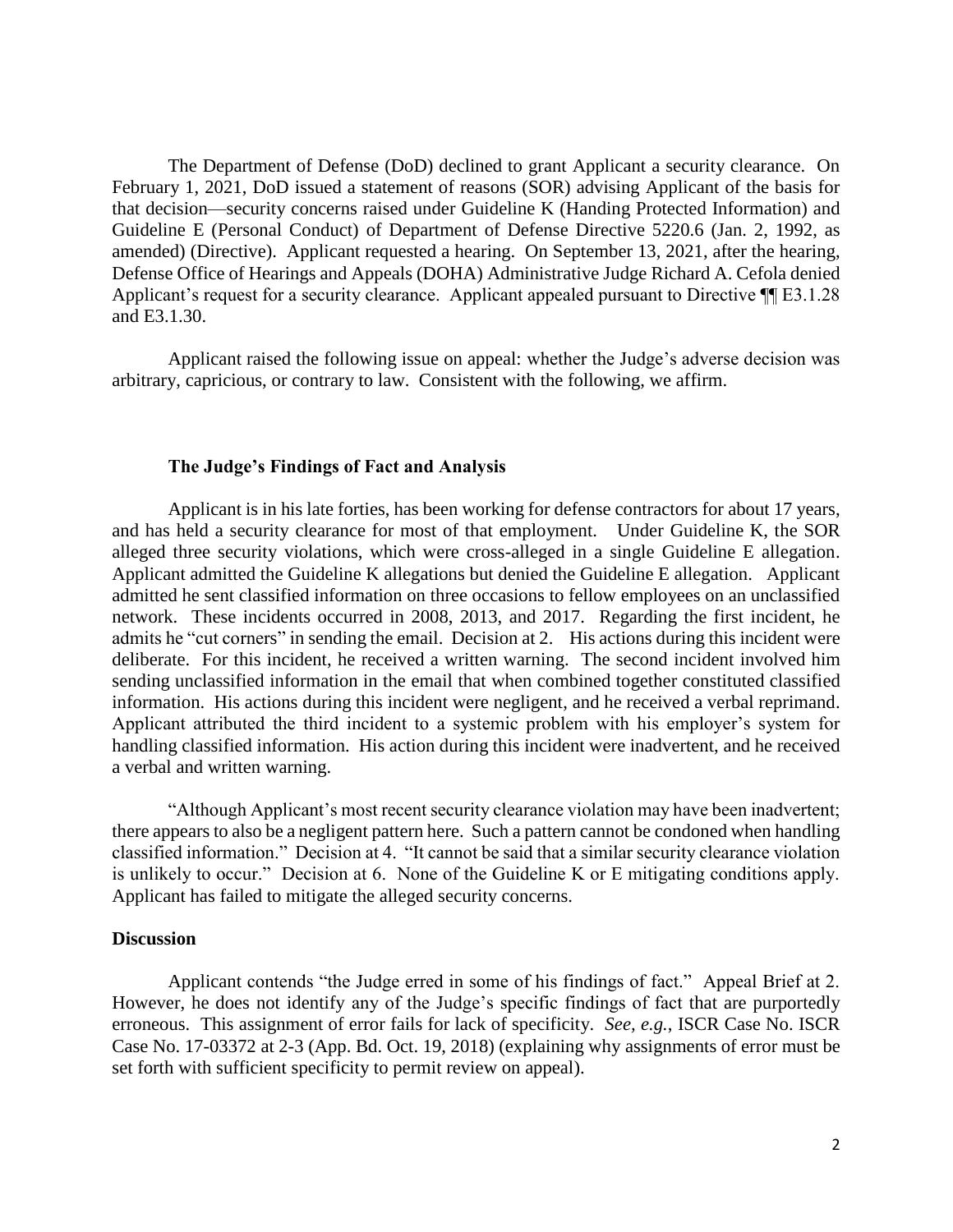The Department of Defense (DoD) declined to grant Applicant a security clearance. On February 1, 2021, DoD issued a statement of reasons (SOR) advising Applicant of the basis for that decision—security concerns raised under Guideline K (Handing Protected Information) and Guideline E (Personal Conduct) of Department of Defense Directive 5220.6 (Jan. 2, 1992, as amended) (Directive). Applicant requested a hearing. On September 13, 2021, after the hearing, Defense Office of Hearings and Appeals (DOHA) Administrative Judge Richard A. Cefola denied Applicant's request for a security clearance. Applicant appealed pursuant to Directive ¶¶ E3.1.28 and E3.1.30.

Applicant raised the following issue on appeal: whether the Judge's adverse decision was arbitrary, capricious, or contrary to law. Consistent with the following, we affirm.

**The Judge's Findings of Fact and Analysis**

Applicant is in his late forties, has been working for defense contractors for about 17 years, and has held a security clearance for most of that employment. Under Guideline K, the SOR alleged three security violations, which were cross-alleged in a single Guideline E allegation. Applicant admitted the Guideline K allegations but denied the Guideline E allegation. Applicant admitted he sent classified information on three occasions to fellow employees on an unclassified network. These incidents occurred in 2008, 2013, and 2017. Regarding the first incident, he admits he "cut corners" in sending the email. Decision at 2. His actions during this incident were deliberate. For this incident, he received a written warning. The second incident involved him sending unclassified information in the email that when combined together constituted classified information. His actions during this incident were negligent, and he received a verbal reprimand. Applicant attributed the third incident to a systemic problem with his employer's system for handling classified information. His action during this incident were inadvertent, and he received a verbal and written warning.

"Although Applicant's most recent security clearance violation may have been inadvertent; there appears to also be a negligent pattern here. Such a pattern cannot be condoned when handling classified information." Decision at 4. "It cannot be said that a similar security clearance violation is unlikely to occur." Decision at 6. None of the Guideline K or E mitigating conditions apply. Applicant has failed to mitigate the alleged security concerns.

**Discussion**

Applicant contends "the Judge erred in some of his findings of fact." Appeal Brief at 2. However, he does not identify any of the Judge's specific findings of fact that are purportedly erroneous. This assignment of error fails for lack of specificity. *See, e.g.*, ISCR Case No. ISCR Case No. 17-03372 at 2-3 (App. Bd. Oct. 19, 2018) (explaining why assignments of error must be set forth with sufficient specificity to permit review on appeal).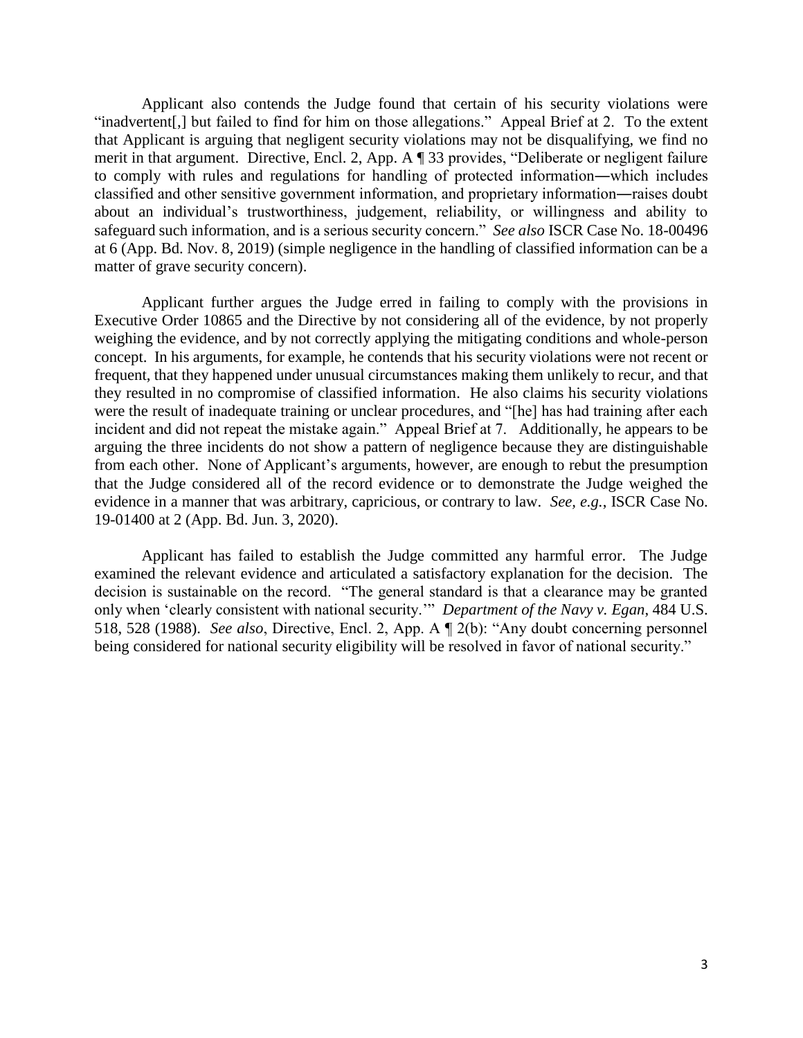Applicant also contends the Judge found that certain of his security violations were "inadvertent[,] but failed to find for him on those allegations." Appeal Brief at 2. To the extent that Applicant is arguing that negligent security violations may not be disqualifying, we find no merit in that argument. Directive, Encl. 2, App. A ¶ 33 provides, "Deliberate or negligent failure to comply with rules and regulations for handling of protected information―which includes classified and other sensitive government information, and proprietary information―raises doubt about an individual's trustworthiness, judgement, reliability, or willingness and ability to safeguard such information, and is a serious security concern." *See also* ISCR Case No. 18-00496 at 6 (App. Bd. Nov. 8, 2019) (simple negligence in the handling of classified information can be a matter of grave security concern).

Applicant further argues the Judge erred in failing to comply with the provisions in Executive Order 10865 and the Directive by not considering all of the evidence, by not properly weighing the evidence, and by not correctly applying the mitigating conditions and whole-person concept. In his arguments, for example, he contends that his security violations were not recent or frequent, that they happened under unusual circumstances making them unlikely to recur, and that they resulted in no compromise of classified information. He also claims his security violations were the result of inadequate training or unclear procedures, and "[he] has had training after each incident and did not repeat the mistake again." Appeal Brief at 7. Additionally, he appears to be arguing the three incidents do not show a pattern of negligence because they are distinguishable from each other. None of Applicant's arguments, however, are enough to rebut the presumption that the Judge considered all of the record evidence or to demonstrate the Judge weighed the evidence in a manner that was arbitrary, capricious, or contrary to law. *See, e.g.*, ISCR Case No. 19-01400 at 2 (App. Bd. Jun. 3, 2020).

Applicant has failed to establish the Judge committed any harmful error. The Judge examined the relevant evidence and articulated a satisfactory explanation for the decision. The decision is sustainable on the record. "The general standard is that a clearance may be granted only when 'clearly consistent with national security.'" *Department of the Navy v. Egan*, 484 U.S. 518, 528 (1988). *See also*, Directive, Encl. 2, App. A ¶ 2(b): "Any doubt concerning personnel being considered for national security eligibility will be resolved in favor of national security."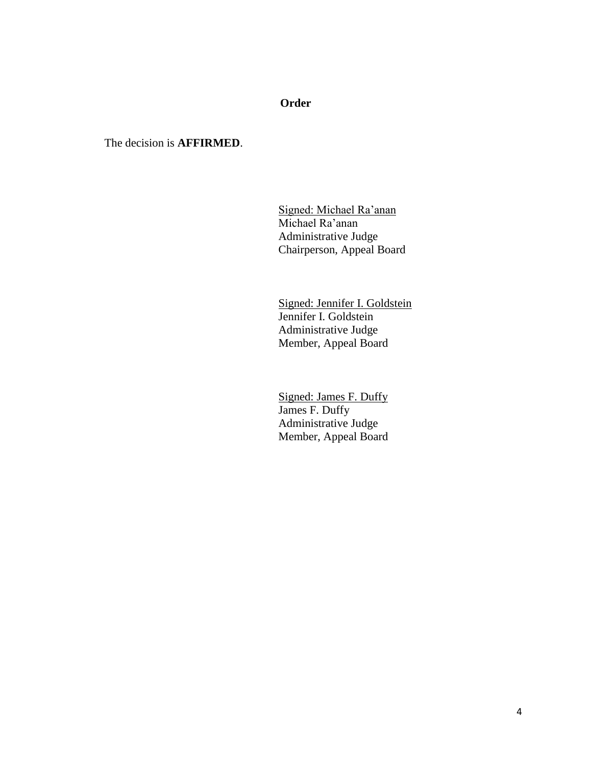**Order**

The decision is **AFFIRMED**.

Signed: Michael Ra'anan
Michael Ra'anan
Administrative Judge
Chairperson, Appeal Board

Signed: Jennifer I. Goldstein
Jennifer I. Goldstein
Administrative Judge
Member, Appeal Board

Signed: James F. Duffy
James F. Duffy
Administrative Judge
Member, Appeal Board